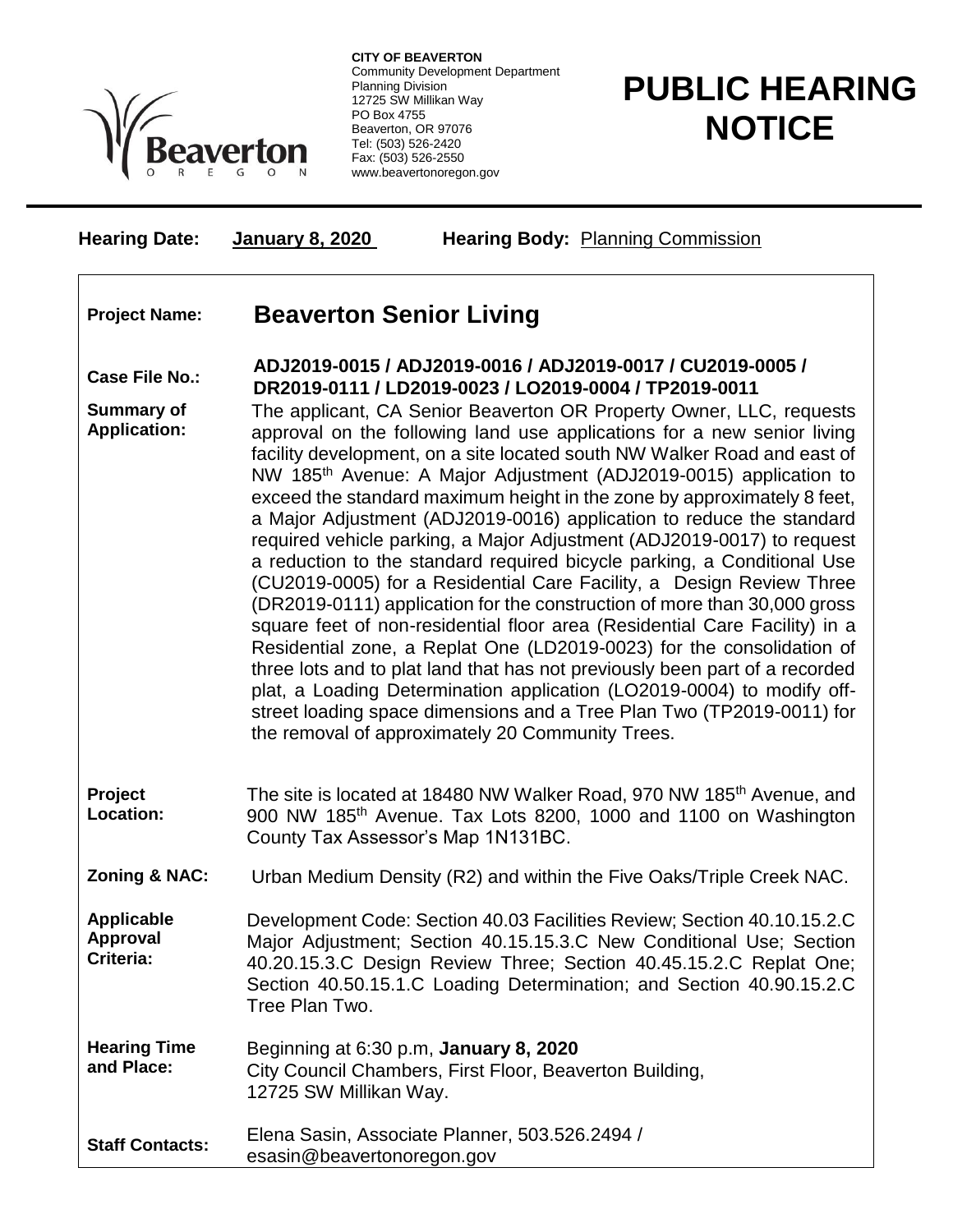**CITY OF BEAVERTON**
Community Development Department
Planning Division
12725 SW Millikan Way
PO Box 4755
Beaverton, OR 97076
Tel: (503) 526-2420
Fax: (503) 526-2550
www.beavertonoregon.gov

# PUBLIC HEARING NOTICE

**Hearing Date:** **January 8, 2020** **Hearing Body:** Planning Commission

| | |
|---|---|
| **Project Name:** | **Beaverton Senior Living** |
| **Case File No.:** | **ADJ2019-0015 / ADJ2019-0016 / ADJ2019-0017 / CU2019-0005 / DR2019-0111 / LD2019-0023 / LO2019-0004 / TP2019-0011** |
| **Summary of Application:** | The applicant, CA Senior Beaverton OR Property Owner, LLC, requests approval on the following land use applications for a new senior living facility development, on a site located south NW Walker Road and east of NW 185th Avenue: A Major Adjustment (ADJ2019-0015) application to exceed the standard maximum height in the zone by approximately 8 feet, a Major Adjustment (ADJ2019-0016) application to reduce the standard required vehicle parking, a Major Adjustment (ADJ2019-0017) to request a reduction to the standard required bicycle parking, a Conditional Use (CU2019-0005) for a Residential Care Facility, a Design Review Three (DR2019-0111) application for the construction of more than 30,000 gross square feet of non-residential floor area (Residential Care Facility) in a Residential zone, a Replat One (LD2019-0023) for the consolidation of three lots and to plat land that has not previously been part of a recorded plat, a Loading Determination application (LO2019-0004) to modify off-street loading space dimensions and a Tree Plan Two (TP2019-0011) for the removal of approximately 20 Community Trees. |
| **Project Location:** | The site is located at 18480 NW Walker Road, 970 NW 185th Avenue, and 900 NW 185th Avenue. Tax Lots 8200, 1000 and 1100 on Washington County Tax Assessor's Map 1N131BC. |
| **Zoning & NAC:** | Urban Medium Density (R2) and within the Five Oaks/Triple Creek NAC. |
| **Applicable Approval Criteria:** | Development Code: Section 40.03 Facilities Review; Section 40.10.15.2.C Major Adjustment; Section 40.15.15.3.C New Conditional Use; Section 40.20.15.3.C Design Review Three; Section 40.45.15.2.C Replat One; Section 40.50.15.1.C Loading Determination; and Section 40.90.15.2.C Tree Plan Two. |
| **Hearing Time and Place:** | Beginning at 6:30 p.m, **January 8, 2020**<br>City Council Chambers, First Floor, Beaverton Building,<br>12725 SW Millikan Way. |
| **Staff Contacts:** | Elena Sasin, Associate Planner, 503.526.2494 / esasin@beavertonoregon.gov |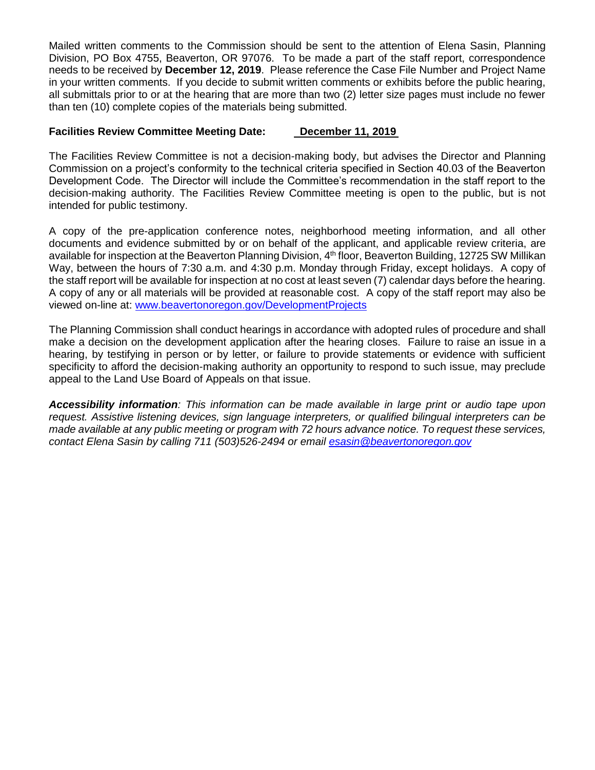Mailed written comments to the Commission should be sent to the attention of Elena Sasin, Planning Division, PO Box 4755, Beaverton, OR 97076. To be made a part of the staff report, correspondence needs to be received by **December 12, 2019**. Please reference the Case File Number and Project Name in your written comments. If you decide to submit written comments or exhibits before the public hearing, all submittals prior to or at the hearing that are more than two (2) letter size pages must include no fewer than ten (10) complete copies of the materials being submitted.

**Facilities Review Committee Meeting Date: December 11, 2019**

The Facilities Review Committee is not a decision-making body, but advises the Director and Planning Commission on a project's conformity to the technical criteria specified in Section 40.03 of the Beaverton Development Code. The Director will include the Committee's recommendation in the staff report to the decision-making authority. The Facilities Review Committee meeting is open to the public, but is not intended for public testimony.

A copy of the pre-application conference notes, neighborhood meeting information, and all other documents and evidence submitted by or on behalf of the applicant, and applicable review criteria, are available for inspection at the Beaverton Planning Division, 4th floor, Beaverton Building, 12725 SW Millikan Way, between the hours of 7:30 a.m. and 4:30 p.m. Monday through Friday, except holidays. A copy of the staff report will be available for inspection at no cost at least seven (7) calendar days before the hearing. A copy of any or all materials will be provided at reasonable cost. A copy of the staff report may also be viewed on-line at: www.beavertonoregon.gov/DevelopmentProjects

The Planning Commission shall conduct hearings in accordance with adopted rules of procedure and shall make a decision on the development application after the hearing closes. Failure to raise an issue in a hearing, by testifying in person or by letter, or failure to provide statements or evidence with sufficient specificity to afford the decision-making authority an opportunity to respond to such issue, may preclude appeal to the Land Use Board of Appeals on that issue.

***Accessibility information****: This information can be made available in large print or audio tape upon request. Assistive listening devices, sign language interpreters, or qualified bilingual interpreters can be made available at any public meeting or program with 72 hours advance notice. To request these services, contact Elena Sasin by calling 711 (503)526-2494 or email esasin@beavertonoregon.gov*